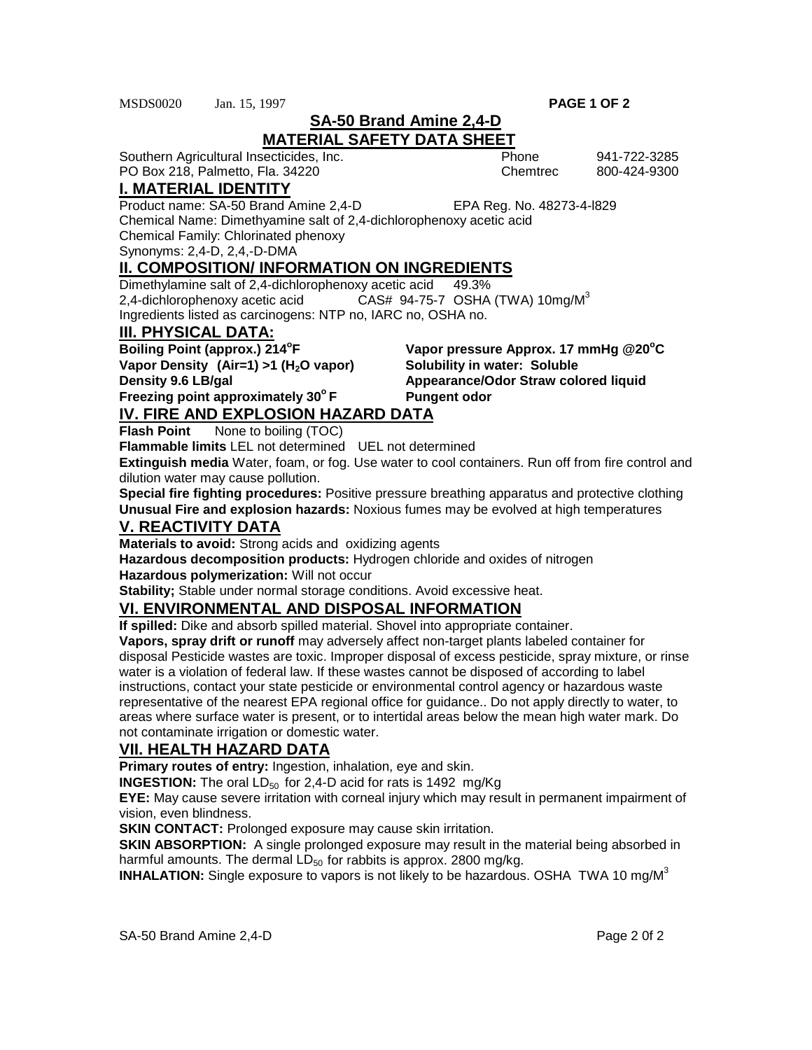MSDS0020 Jan. 15, 1997

# SA-50 Brand Amine 2,4-D

## MATERIAL SAFETY DATA SHEET

Southern Agricultural Insecticides, Inc. Phone 941-722-3285
PO Box 218, Palmetto, Fla. 34220 Chemtrec 800-424-9300

## I. MATERIAL IDENTITY

Product name: SA-50 Brand Amine 2,4-D EPA Reg. No. 48273-4-l829
Chemical Name: Dimethyamine salt of 2,4-dichlorophenoxy acetic acid
Chemical Family: Chlorinated phenoxy
Synonyms: 2,4-D, 2,4,-D-DMA

## II. COMPOSITION/ INFORMATION ON INGREDIENTS

Dimethylamine salt of 2,4-dichlorophenoxy acetic acid 49.3%
2,4-dichlorophenoxy acetic acid CAS# 94-75-7 OSHA (TWA) 10mg/$M^3$
Ingredients listed as carcinogens: NTP no, IARC no, OSHA no.

## III. PHYSICAL DATA:

**Boiling Point (approx.) 214°F**
**Vapor pressure Approx. 17 mmHg @20°C**
**Vapor Density (Air=1) >1 ($H_2O$ vapor)**
**Solubility in water: Soluble**
**Density 9.6 LB/gal**
**Appearance/Odor Straw colored liquid**
**Freezing point approximately 30° F**
**Pungent odor**

## IV. FIRE AND EXPLOSION HAZARD DATA

**Flash Point** None to boiling (TOC)

**Flammable limits** LEL not determined UEL not determined

**Extinguish media** Water, foam, or fog. Use water to cool containers. Run off from fire control and dilution water may cause pollution.

**Special fire fighting procedures:** Positive pressure breathing apparatus and protective clothing

**Unusual Fire and explosion hazards:** Noxious fumes may be evolved at high temperatures

## V. REACTIVITY DATA

**Materials to avoid:** Strong acids and oxidizing agents

**Hazardous decomposition products:** Hydrogen chloride and oxides of nitrogen

**Hazardous polymerization:** Will not occur

**Stability;** Stable under normal storage conditions. Avoid excessive heat.

## VI. ENVIRONMENTAL AND DISPOSAL INFORMATION

**If spilled:** Dike and absorb spilled material. Shovel into appropriate container.

**Vapors, spray drift or runoff** may adversely affect non-target plants labeled container for disposal Pesticide wastes are toxic. Improper disposal of excess pesticide, spray mixture, or rinse water is a violation of federal law. If these wastes cannot be disposed of according to label instructions, contact your state pesticide or environmental control agency or hazardous waste representative of the nearest EPA regional office for guidance.. Do not apply directly to water, to areas where surface water is present, or to intertidal areas below the mean high water mark. Do not contaminate irrigation or domestic water.

## VII. HEALTH HAZARD DATA

**Primary routes of entry:** Ingestion, inhalation, eye and skin.

**INGESTION:** The oral $LD_{50}$ for 2,4-D acid for rats is 1492 mg/Kg

**EYE:** May cause severe irritation with corneal injury which may result in permanent impairment of vision, even blindness.

**SKIN CONTACT:** Prolonged exposure may cause skin irritation.

**SKIN ABSORPTION:** A single prolonged exposure may result in the material being absorbed in harmful amounts. The dermal $LD_{50}$ for rabbits is approx. 2800 mg/kg.

**INHALATION:** Single exposure to vapors is not likely to be hazardous. OSHA TWA 10 mg/$M^3$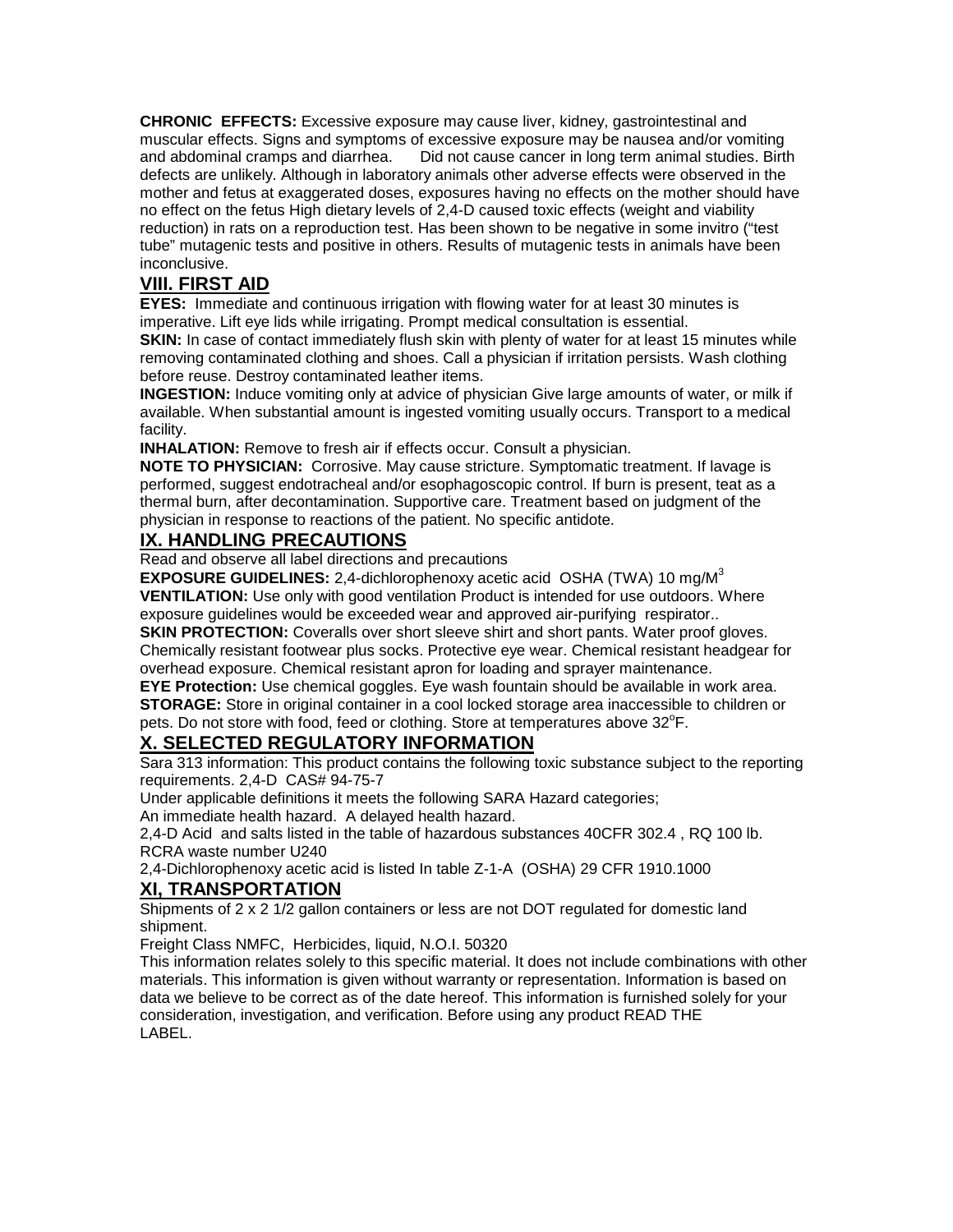**CHRONIC EFFECTS:** Excessive exposure may cause liver, kidney, gastrointestinal and muscular effects. Signs and symptoms of excessive exposure may be nausea and/or vomiting and abdominal cramps and diarrhea. Did not cause cancer in long term animal studies. Birth defects are unlikely. Although in laboratory animals other adverse effects were observed in the mother and fetus at exaggerated doses, exposures having no effects on the mother should have no effect on the fetus High dietary levels of 2,4-D caused toxic effects (weight and viability reduction) in rats on a reproduction test. Has been shown to be negative in some invitro ("test tube" mutagenic tests and positive in others. Results of mutagenic tests in animals have been inconclusive.

## VIII. FIRST AID

**EYES:** Immediate and continuous irrigation with flowing water for at least 30 minutes is imperative. Lift eye lids while irrigating. Prompt medical consultation is essential.

**SKIN:** In case of contact immediately flush skin with plenty of water for at least 15 minutes while removing contaminated clothing and shoes. Call a physician if irritation persists. Wash clothing before reuse. Destroy contaminated leather items.

**INGESTION:** Induce vomiting only at advice of physician Give large amounts of water, or milk if available. When substantial amount is ingested vomiting usually occurs. Transport to a medical facility.

**INHALATION:** Remove to fresh air if effects occur. Consult a physician.

**NOTE TO PHYSICIAN:** Corrosive. May cause stricture. Symptomatic treatment. If lavage is performed, suggest endotracheal and/or esophagoscopic control. If burn is present, teat as a thermal burn, after decontamination. Supportive care. Treatment based on judgment of the physician in response to reactions of the patient. No specific antidote.

## IX. HANDLING PRECAUTIONS

Read and observe all label directions and precautions

**EXPOSURE GUIDELINES:** 2,4-dichlorophenoxy acetic acid OSHA (TWA) 10 mg/$M^3$

**VENTILATION:** Use only with good ventilation Product is intended for use outdoors. Where exposure guidelines would be exceeded wear and approved air-purifying respirator..

**SKIN PROTECTION:** Coveralls over short sleeve shirt and short pants. Water proof gloves. Chemically resistant footwear plus socks. Protective eye wear. Chemical resistant headgear for overhead exposure. Chemical resistant apron for loading and sprayer maintenance.

**EYE Protection:** Use chemical goggles. Eye wash fountain should be available in work area.

**STORAGE:** Store in original container in a cool locked storage area inaccessible to children or pets. Do not store with food, feed or clothing. Store at temperatures above 32°F.

## X. SELECTED REGULATORY INFORMATION

Sara 313 information: This product contains the following toxic substance subject to the reporting requirements. 2,4-D CAS# 94-75-7

Under applicable definitions it meets the following SARA Hazard categories;

An immediate health hazard. A delayed health hazard.

2,4-D Acid and salts listed in the table of hazardous substances 40CFR 302.4 , RQ 100 lb. RCRA waste number U240

2,4-Dichlorophenoxy acetic acid is listed In table Z-1-A (OSHA) 29 CFR 1910.1000

## XI, TRANSPORTATION

Shipments of 2 x 2 1/2 gallon containers or less are not DOT regulated for domestic land shipment.

Freight Class NMFC, Herbicides, liquid, N.O.I. 50320

This information relates solely to this specific material. It does not include combinations with other materials. This information is given without warranty or representation. Information is based on data we believe to be correct as of the date hereof. This information is furnished solely for your consideration, investigation, and verification. Before using any product READ THE LABEL.